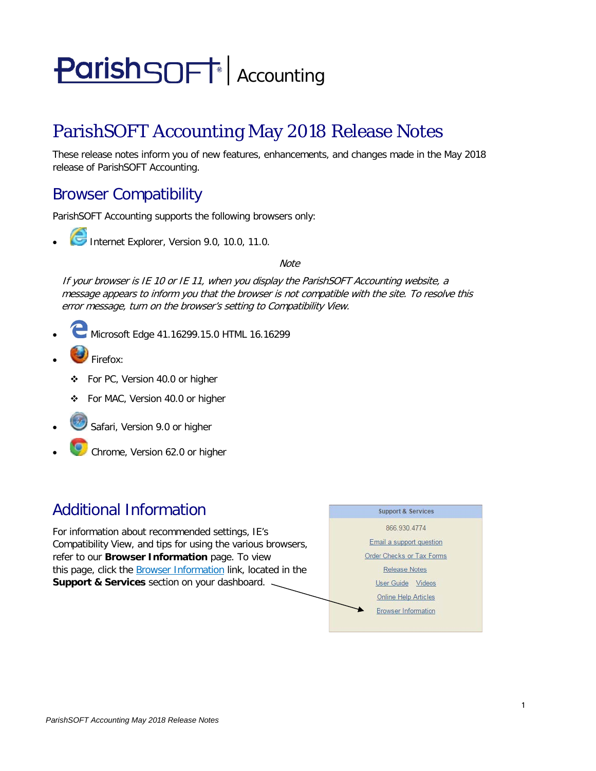ParishSOFT | Accounting

# ParishSOFT Accounting May 2018 Release Notes

These release notes inform you of new features, enhancements, and changes made in the May 2018 release of ParishSOFT Accounting.

## Browser Compatibility

ParishSOFT Accounting supports the following browsers only:

- Internet Explorer, Version 9.0, 10.0, 11.0.

  *Note*

  *If your browser is IE 10 or IE 11, when you display the ParishSOFT Accounting website, a message appears to inform you that the browser is not compatible with the site. To resolve this error message, turn on the browser's setting to Compatibility View.*

- Microsoft Edge 41.16299.15.0 HTML 16.16299
- Firefox:
  - For PC, Version 40.0 or higher
  - For MAC, Version 40.0 or higher
- Safari, Version 9.0 or higher
- Chrome, Version 62.0 or higher

## Additional Information

For information about recommended settings, IE's Compatibility View, and tips for using the various browsers, refer to our **Browser Information** page. To view this page, click the Browser Information link, located in the **Support & Services** section on your dashboard.

**Support & Services**

866.930.4774

Email a support question

Order Checks or Tax Forms

Release Notes

User Guide Videos

Online Help Articles

Browser Information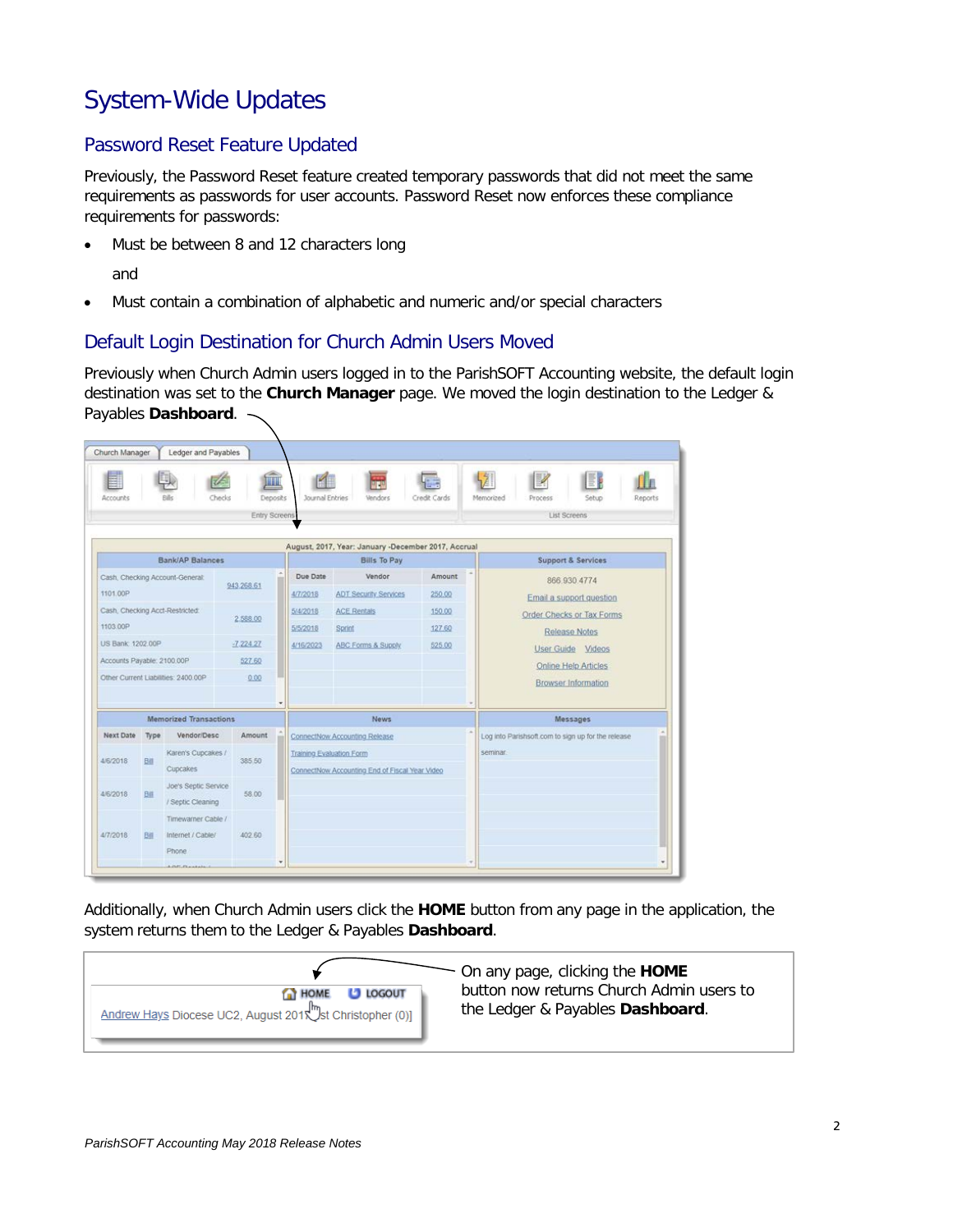# System-Wide Updates

## Password Reset Feature Updated

Previously, the Password Reset feature created temporary passwords that did not meet the same requirements as passwords for user accounts. Password Reset now enforces these compliance requirements for passwords:

- Must be between 8 and 12 characters long

  and

- Must contain a combination of alphabetic and numeric and/or special characters

## Default Login Destination for Church Admin Users Moved

Previously when Church Admin users logged in to the ParishSOFT Accounting website, the default login destination was set to the **Church Manager** page. We moved the login destination to the Ledger & Payables **Dashboard**.

Additionally, when Church Admin users click the **HOME** button from any page in the application, the system returns them to the Ledger & Payables **Dashboard**.

On any page, clicking the **HOME** button now returns Church Admin users to the Ledger & Payables **Dashboard**.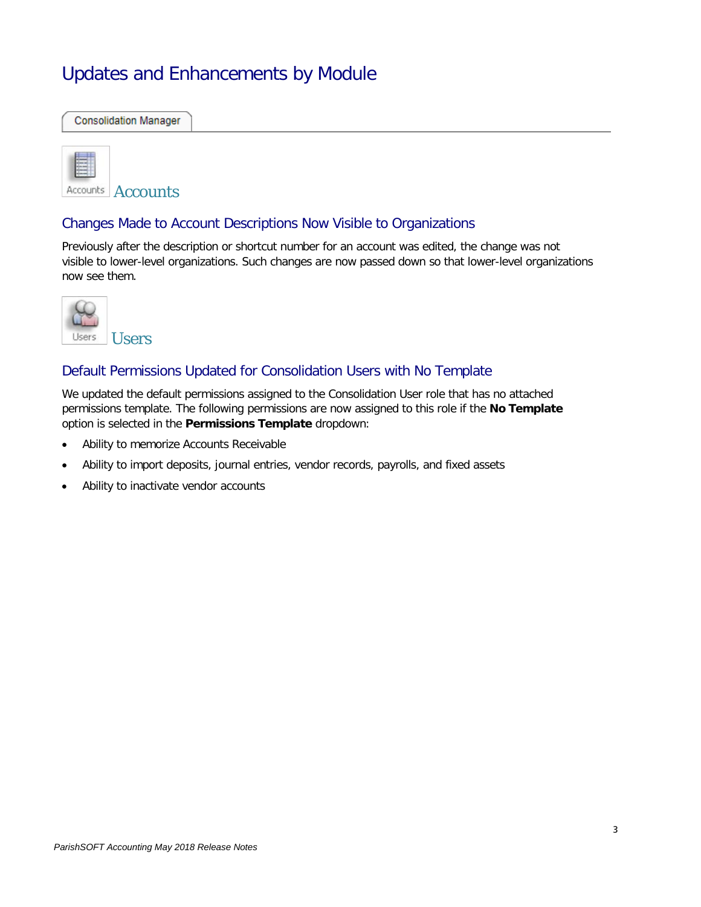# Updates and Enhancements by Module

Consolidation Manager

## Accounts

### Changes Made to Account Descriptions Now Visible to Organizations

Previously after the description or shortcut number for an account was edited, the change was not visible to lower-level organizations. Such changes are now passed down so that lower-level organizations now see them.

## Users

### Default Permissions Updated for Consolidation Users with No Template

We updated the default permissions assigned to the Consolidation User role that has no attached permissions template. The following permissions are now assigned to this role if the **No Template** option is selected in the **Permissions Template** dropdown:

- Ability to memorize Accounts Receivable
- Ability to import deposits, journal entries, vendor records, payrolls, and fixed assets
- Ability to inactivate vendor accounts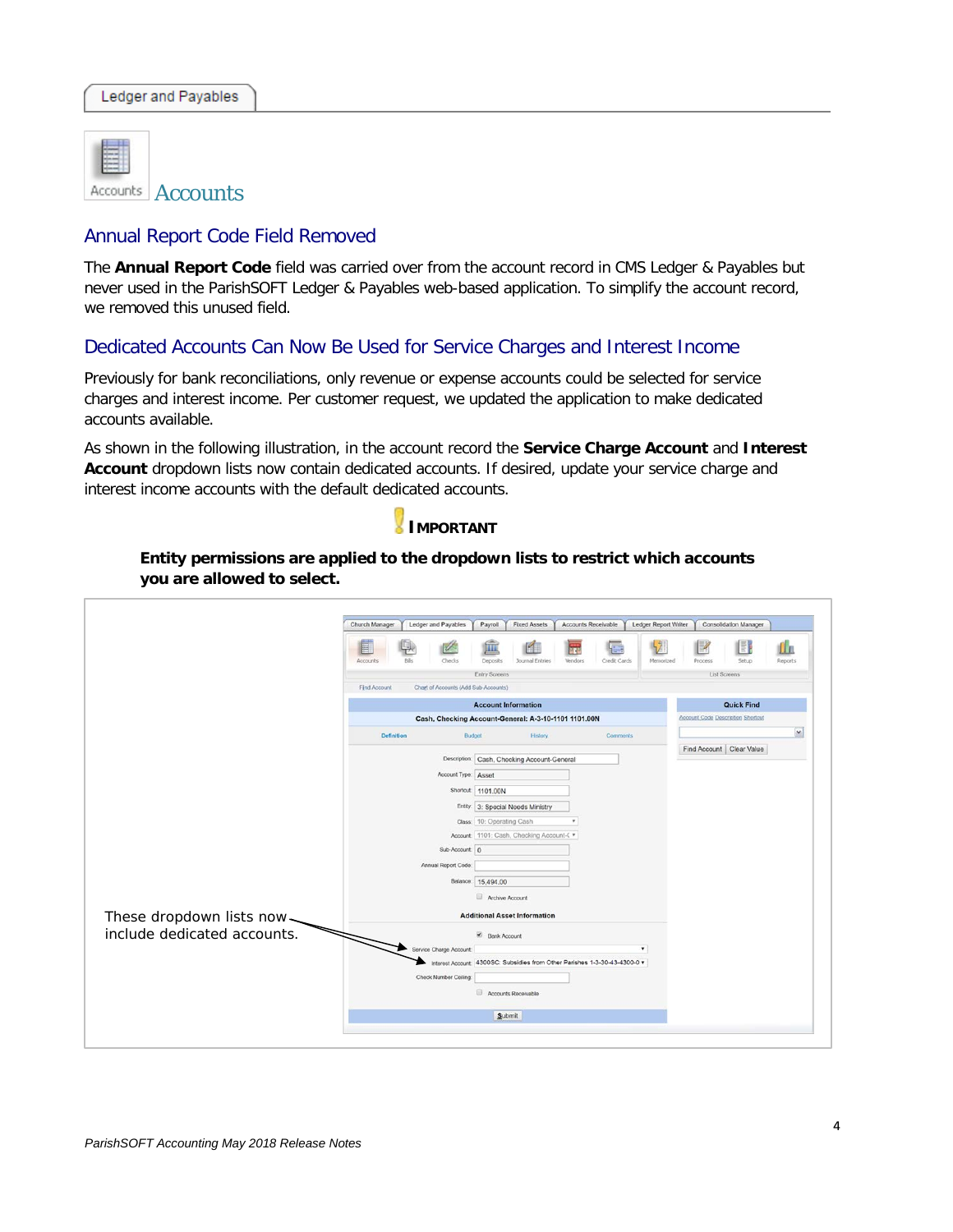Ledger and Payables

# Accounts

## Annual Report Code Field Removed

The **Annual Report Code** field was carried over from the account record in CMS Ledger & Payables but never used in the ParishSOFT Ledger & Payables web-based application. To simplify the account record, we removed this unused field.

## Dedicated Accounts Can Now Be Used for Service Charges and Interest Income

Previously for bank reconciliations, only revenue or expense accounts could be selected for service charges and interest income. Per customer request, we updated the application to make dedicated accounts available.

As shown in the following illustration, in the account record the **Service Charge Account** and **Interest Account** dropdown lists now contain dedicated accounts. If desired, update your service charge and interest income accounts with the default dedicated accounts.

**IMPORTANT**

**Entity permissions are applied to the dropdown lists to restrict which accounts you are allowed to select.**

These dropdown lists now include dedicated accounts.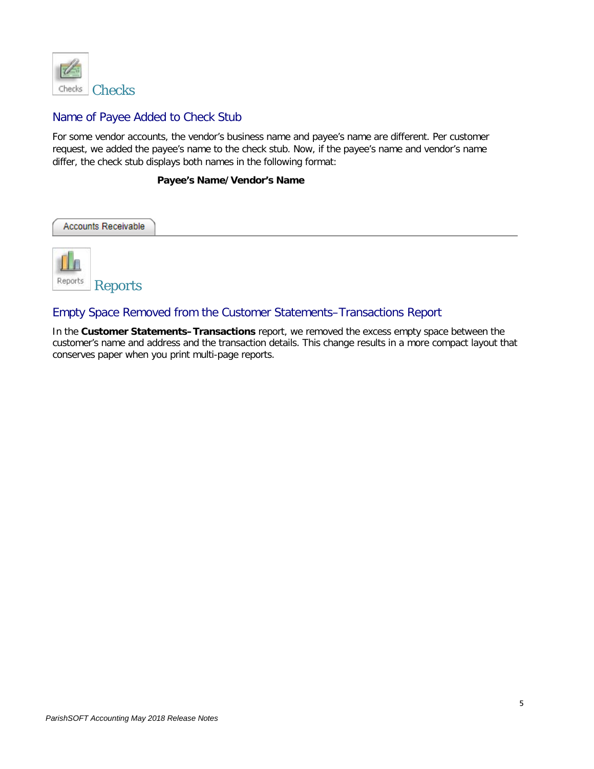## Checks

### Name of Payee Added to Check Stub

For some vendor accounts, the vendor's business name and payee's name are different. Per customer request, we added the payee's name to the check stub. Now, if the payee's name and vendor's name differ, the check stub displays both names in the following format:

**Payee's Name/Vendor's Name**

# Accounts Receivable

## Reports

### Empty Space Removed from the Customer Statements–Transactions Report

In the **Customer Statements–Transactions** report, we removed the excess empty space between the customer's name and address and the transaction details. This change results in a more compact layout that conserves paper when you print multi-page reports.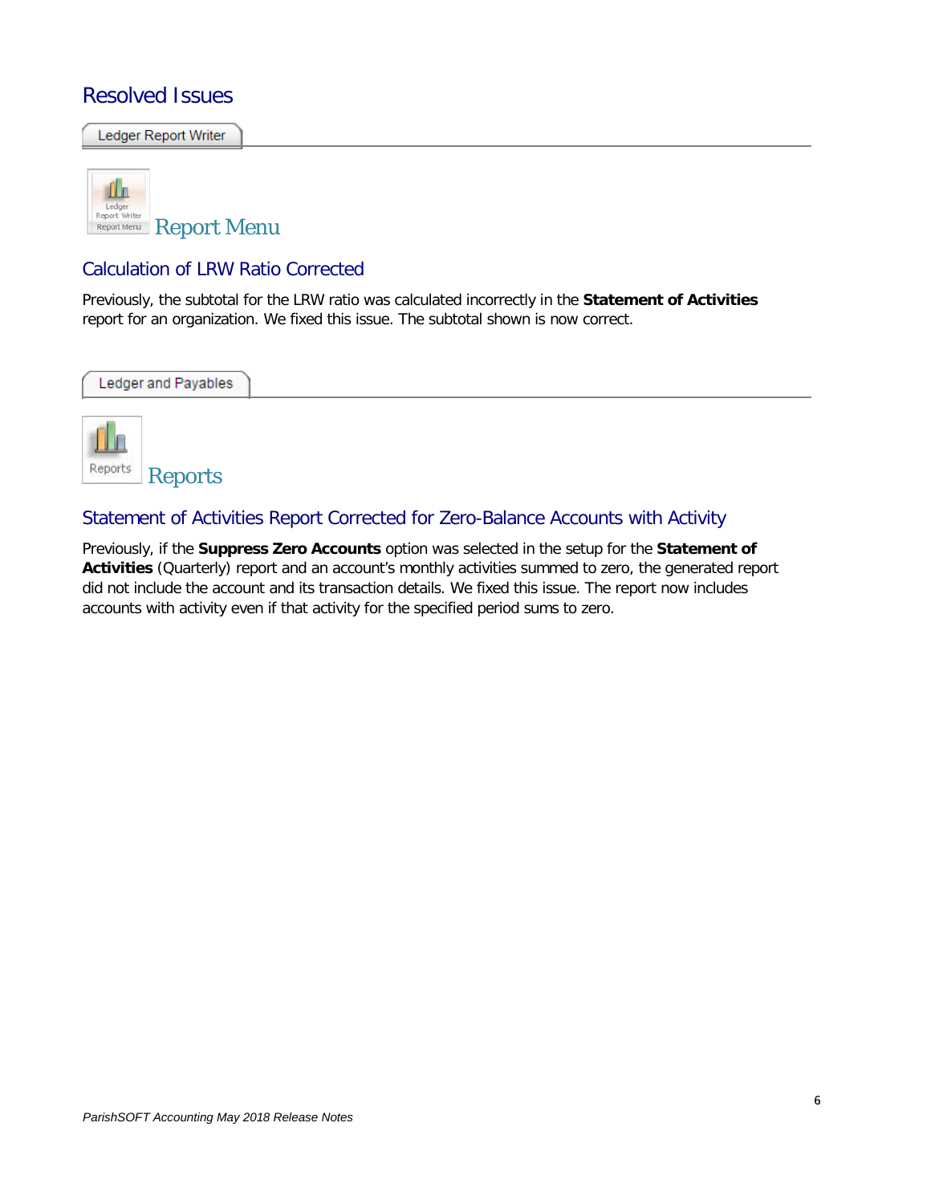# Resolved Issues

Ledger Report Writer

### Report Menu

#### Calculation of LRW Ratio Corrected

Previously, the subtotal for the LRW ratio was calculated incorrectly in the **Statement of Activities** report for an organization. We fixed this issue. The subtotal shown is now correct.

Ledger and Payables

### Reports

#### Statement of Activities Report Corrected for Zero-Balance Accounts with Activity

Previously, if the **Suppress Zero Accounts** option was selected in the setup for the **Statement of Activities** (Quarterly) report and an account's monthly activities summed to zero, the generated report did not include the account and its transaction details. We fixed this issue. The report now includes accounts with activity even if that activity for the specified period sums to zero.